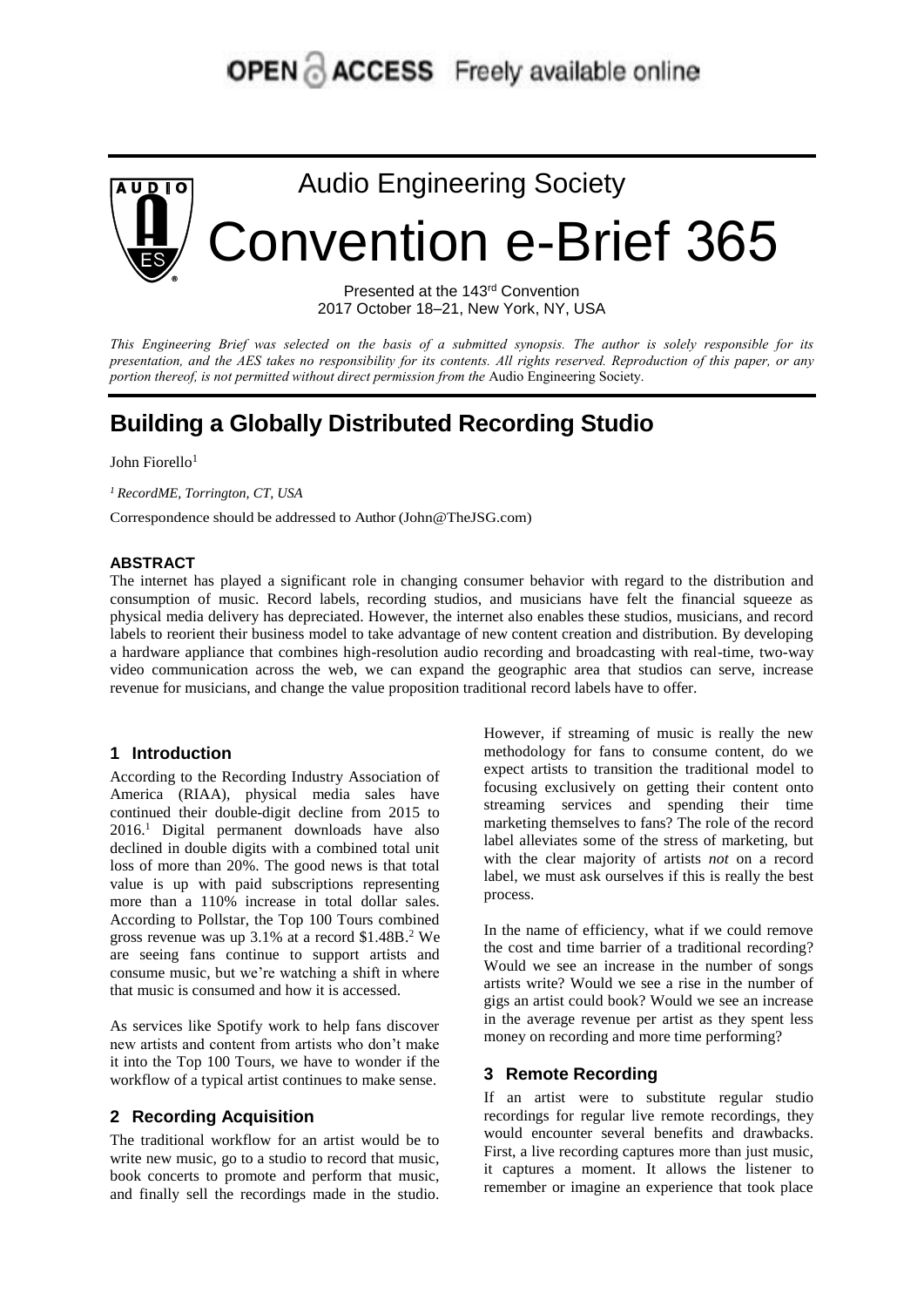OPEN ACCESS Freely available online

# Audio Engineering Society Convention e-Brief 365

Presented at the 143rd Convention
2017 October 18–21, New York, NY, USA

*This Engineering Brief was selected on the basis of a submitted synopsis. The author is solely responsible for its presentation, and the AES takes no responsibility for its contents. All rights reserved. Reproduction of this paper, or any portion thereof, is not permitted without direct permission from the* Audio Engineering Society.

# Building a Globally Distributed Recording Studio

John Fiorello[1]

[1] *RecordME, Torrington, CT, USA*

Correspondence should be addressed to Author (John@TheJSG.com)

## ABSTRACT

The internet has played a significant role in changing consumer behavior with regard to the distribution and consumption of music. Record labels, recording studios, and musicians have felt the financial squeeze as physical media delivery has depreciated. However, the internet also enables these studios, musicians, and record labels to reorient their business model to take advantage of new content creation and distribution. By developing a hardware appliance that combines high-resolution audio recording and broadcasting with real-time, two-way video communication across the web, we can expand the geographic area that studios can serve, increase revenue for musicians, and change the value proposition traditional record labels have to offer.

## 1 Introduction

According to the Recording Industry Association of America (RIAA), physical media sales have continued their double-digit decline from 2015 to 2016.[1] Digital permanent downloads have also declined in double digits with a combined total unit loss of more than 20%. The good news is that total value is up with paid subscriptions representing more than a 110% increase in total dollar sales. According to Pollstar, the Top 100 Tours combined gross revenue was up 3.1% at a record $1.48B.[2] We are seeing fans continue to support artists and consume music, but we're watching a shift in where that music is consumed and how it is accessed.

As services like Spotify work to help fans discover new artists and content from artists who don't make it into the Top 100 Tours, we have to wonder if the workflow of a typical artist continues to make sense.

## 2 Recording Acquisition

The traditional workflow for an artist would be to write new music, go to a studio to record that music, book concerts to promote and perform that music, and finally sell the recordings made in the studio. However, if streaming of music is really the new methodology for fans to consume content, do we expect artists to transition the traditional model to focusing exclusively on getting their content onto streaming services and spending their time marketing themselves to fans? The role of the record label alleviates some of the stress of marketing, but with the clear majority of artists *not* on a record label, we must ask ourselves if this is really the best process.

In the name of efficiency, what if we could remove the cost and time barrier of a traditional recording? Would we see an increase in the number of songs artists write? Would we see a rise in the number of gigs an artist could book? Would we see an increase in the average revenue per artist as they spent less money on recording and more time performing?

## 3 Remote Recording

If an artist were to substitute regular studio recordings for regular live remote recordings, they would encounter several benefits and drawbacks. First, a live recording captures more than just music, it captures a moment. It allows the listener to remember or imagine an experience that took place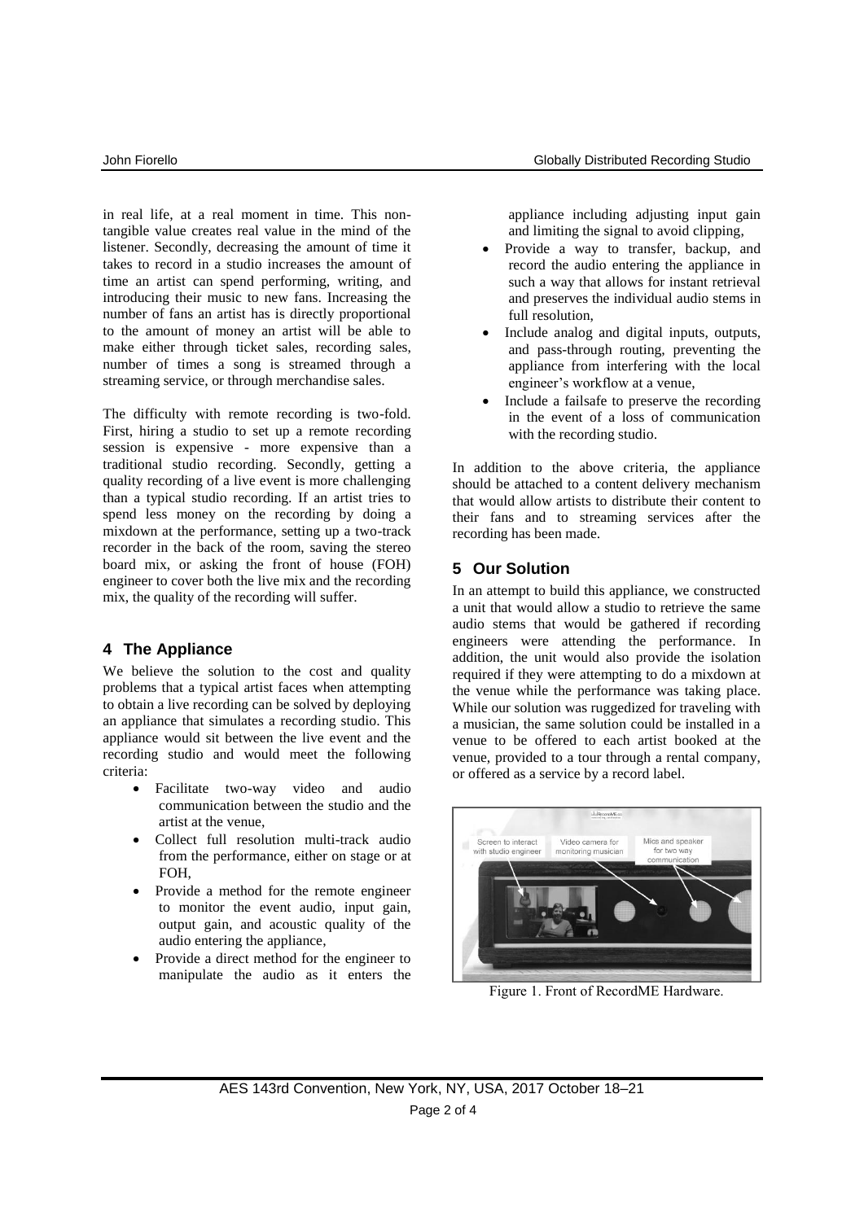in real life, at a real moment in time. This non-tangible value creates real value in the mind of the listener. Secondly, decreasing the amount of time it takes to record in a studio increases the amount of time an artist can spend performing, writing, and introducing their music to new fans. Increasing the number of fans an artist has is directly proportional to the amount of money an artist will be able to make either through ticket sales, recording sales, number of times a song is streamed through a streaming service, or through merchandise sales.

The difficulty with remote recording is two-fold. First, hiring a studio to set up a remote recording session is expensive - more expensive than a traditional studio recording. Secondly, getting a quality recording of a live event is more challenging than a typical studio recording. If an artist tries to spend less money on the recording by doing a mixdown at the performance, setting up a two-track recorder in the back of the room, saving the stereo board mix, or asking the front of house (FOH) engineer to cover both the live mix and the recording mix, the quality of the recording will suffer.

## 4 The Appliance

We believe the solution to the cost and quality problems that a typical artist faces when attempting to obtain a live recording can be solved by deploying an appliance that simulates a recording studio. This appliance would sit between the live event and the recording studio and would meet the following criteria:

- Facilitate two-way video and audio communication between the studio and the artist at the venue,
- Collect full resolution multi-track audio from the performance, either on stage or at FOH,
- Provide a method for the remote engineer to monitor the event audio, input gain, output gain, and acoustic quality of the audio entering the appliance,
- Provide a direct method for the engineer to manipulate the audio as it enters the appliance including adjusting input gain and limiting the signal to avoid clipping,
- Provide a way to transfer, backup, and record the audio entering the appliance in such a way that allows for instant retrieval and preserves the individual audio stems in full resolution,
- Include analog and digital inputs, outputs, and pass-through routing, preventing the appliance from interfering with the local engineer's workflow at a venue,
- Include a failsafe to preserve the recording in the event of a loss of communication with the recording studio.

In addition to the above criteria, the appliance should be attached to a content delivery mechanism that would allow artists to distribute their content to their fans and to streaming services after the recording has been made.

## 5 Our Solution

In an attempt to build this appliance, we constructed a unit that would allow a studio to retrieve the same audio stems that would be gathered if recording engineers were attending the performance. In addition, the unit would also provide the isolation required if they were attempting to do a mixdown at the venue while the performance was taking place. While our solution was ruggedized for traveling with a musician, the same solution could be installed in a venue to be offered to each artist booked at the venue, provided to a tour through a rental company, or offered as a service by a record label.

Figure 1. Front of RecordME Hardware.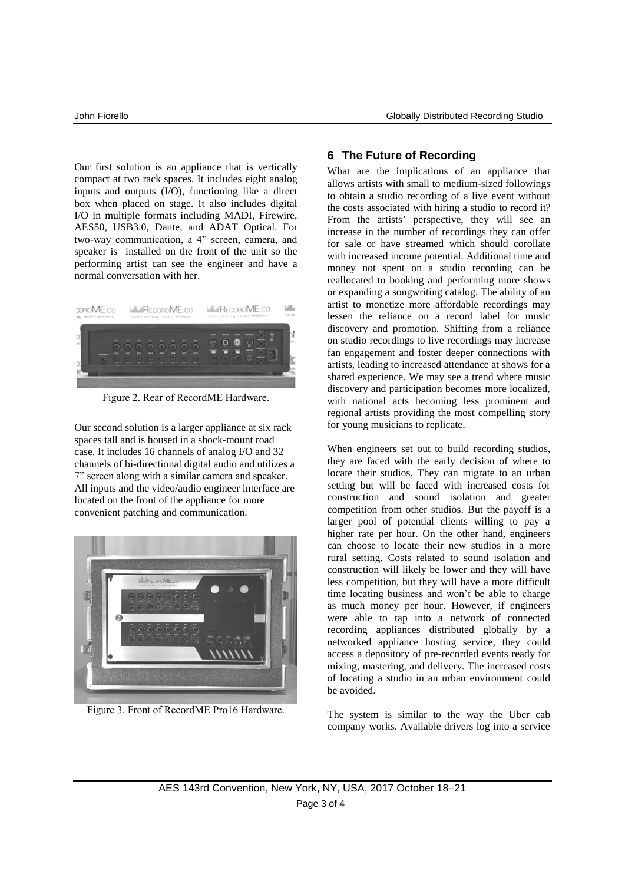Our first solution is an appliance that is vertically compact at two rack spaces. It includes eight analog inputs and outputs (I/O), functioning like a direct box when placed on stage. It also includes digital I/O in multiple formats including MADI, Firewire, AES50, USB3.0, Dante, and ADAT Optical. For two-way communication, a 4" screen, camera, and speaker is installed on the front of the unit so the performing artist can see the engineer and have a normal conversation with her.

Figure 2. Rear of RecordME Hardware.

Our second solution is a larger appliance at six rack spaces tall and is housed in a shock-mount road case. It includes 16 channels of analog I/O and 32 channels of bi-directional digital audio and utilizes a 7" screen along with a similar camera and speaker. All inputs and the video/audio engineer interface are located on the front of the appliance for more convenient patching and communication.

Figure 3. Front of RecordME Pro16 Hardware.

## 6 The Future of Recording

What are the implications of an appliance that allows artists with small to medium-sized followings to obtain a studio recording of a live event without the costs associated with hiring a studio to record it? From the artists' perspective, they will see an increase in the number of recordings they can offer for sale or have streamed which should corollate with increased income potential. Additional time and money not spent on a studio recording can be reallocated to booking and performing more shows or expanding a songwriting catalog. The ability of an artist to monetize more affordable recordings may lessen the reliance on a record label for music discovery and promotion. Shifting from a reliance on studio recordings to live recordings may increase fan engagement and foster deeper connections with artists, leading to increased attendance at shows for a shared experience. We may see a trend where music discovery and participation becomes more localized, with national acts becoming less prominent and regional artists providing the most compelling story for young musicians to replicate.

When engineers set out to build recording studios, they are faced with the early decision of where to locate their studios. They can migrate to an urban setting but will be faced with increased costs for construction and sound isolation and greater competition from other studios. But the payoff is a larger pool of potential clients willing to pay a higher rate per hour. On the other hand, engineers can choose to locate their new studios in a more rural setting. Costs related to sound isolation and construction will likely be lower and they will have less competition, but they will have a more difficult time locating business and won't be able to charge as much money per hour. However, if engineers were able to tap into a network of connected recording appliances distributed globally by a networked appliance hosting service, they could access a depository of pre-recorded events ready for mixing, mastering, and delivery. The increased costs of locating a studio in an urban environment could be avoided.

The system is similar to the way the Uber cab company works. Available drivers log into a service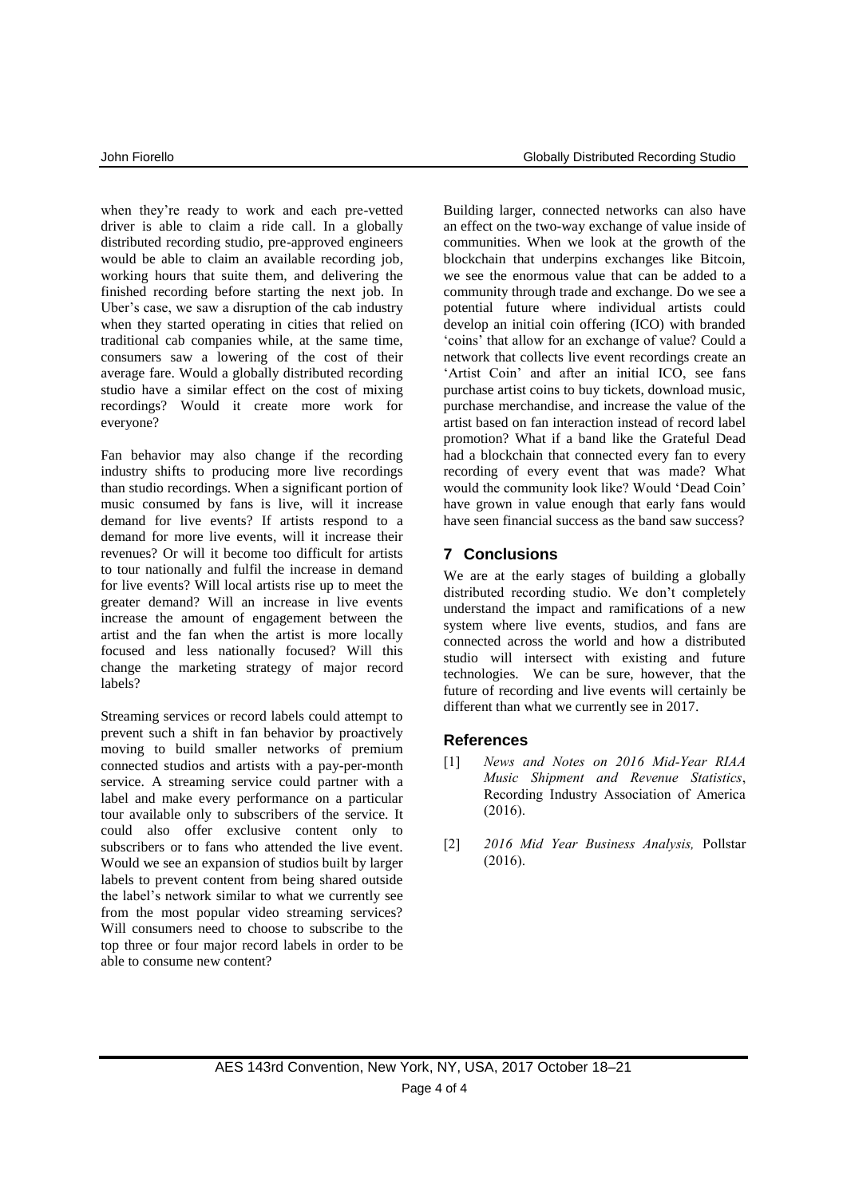when they're ready to work and each pre-vetted driver is able to claim a ride call. In a globally distributed recording studio, pre-approved engineers would be able to claim an available recording job, working hours that suite them, and delivering the finished recording before starting the next job. In Uber's case, we saw a disruption of the cab industry when they started operating in cities that relied on traditional cab companies while, at the same time, consumers saw a lowering of the cost of their average fare. Would a globally distributed recording studio have a similar effect on the cost of mixing recordings? Would it create more work for everyone?

Fan behavior may also change if the recording industry shifts to producing more live recordings than studio recordings. When a significant portion of music consumed by fans is live, will it increase demand for live events? If artists respond to a demand for more live events, will it increase their revenues? Or will it become too difficult for artists to tour nationally and fulfil the increase in demand for live events? Will local artists rise up to meet the greater demand? Will an increase in live events increase the amount of engagement between the artist and the fan when the artist is more locally focused and less nationally focused? Will this change the marketing strategy of major record labels?

Streaming services or record labels could attempt to prevent such a shift in fan behavior by proactively moving to build smaller networks of premium connected studios and artists with a pay-per-month service. A streaming service could partner with a label and make every performance on a particular tour available only to subscribers of the service. It could also offer exclusive content only to subscribers or to fans who attended the live event. Would we see an expansion of studios built by larger labels to prevent content from being shared outside the label's network similar to what we currently see from the most popular video streaming services? Will consumers need to choose to subscribe to the top three or four major record labels in order to be able to consume new content?

Building larger, connected networks can also have an effect on the two-way exchange of value inside of communities. When we look at the growth of the blockchain that underpins exchanges like Bitcoin, we see the enormous value that can be added to a community through trade and exchange. Do we see a potential future where individual artists could develop an initial coin offering (ICO) with branded 'coins' that allow for an exchange of value? Could a network that collects live event recordings create an 'Artist Coin' and after an initial ICO, see fans purchase artist coins to buy tickets, download music, purchase merchandise, and increase the value of the artist based on fan interaction instead of record label promotion? What if a band like the Grateful Dead had a blockchain that connected every fan to every recording of every event that was made? What would the community look like? Would 'Dead Coin' have grown in value enough that early fans would have seen financial success as the band saw success?

## 7 Conclusions

We are at the early stages of building a globally distributed recording studio. We don't completely understand the impact and ramifications of a new system where live events, studios, and fans are connected across the world and how a distributed studio will intersect with existing and future technologies. We can be sure, however, that the future of recording and live events will certainly be different than what we currently see in 2017.

## References

[1] *News and Notes on 2016 Mid-Year RIAA Music Shipment and Revenue Statistics*, Recording Industry Association of America (2016).

[2] *2016 Mid Year Business Analysis,* Pollstar (2016).